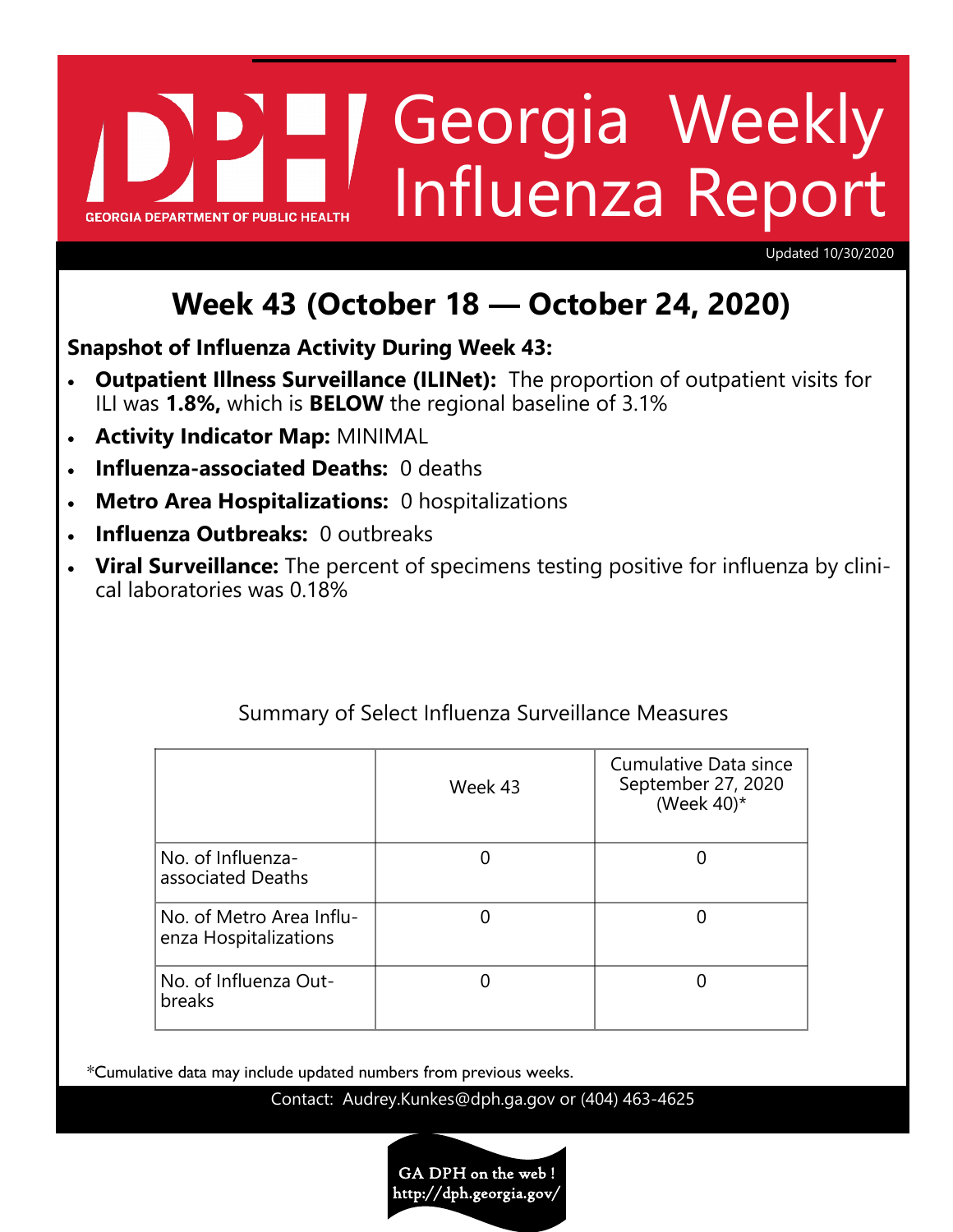GEORGIA DEPARTMENT OF PUBLIC HEALTH

# Georgia Weekly Influenza Report

Updated 10/30/2020

## Week 43 (October 18 — October 24, 2020)

**Snapshot of Influenza Activity During Week 43:**

- **Outpatient Illness Surveillance (ILINet):** The proportion of outpatient visits for ILI was **1.8%,** which is **BELOW** the regional baseline of 3.1%
- **Activity Indicator Map:** MINIMAL
- **Influenza-associated Deaths:** 0 deaths
- **Metro Area Hospitalizations:** 0 hospitalizations
- **Influenza Outbreaks:** 0 outbreaks
- **Viral Surveillance:** The percent of specimens testing positive for influenza by clinical laboratories was 0.18%

Summary of Select Influenza Surveillance Measures

| | Week 43 | Cumulative Data since September 27, 2020 (Week 40)* |
|---|---|---|
| No. of Influenza-associated Deaths | 0 | 0 |
| No. of Metro Area Influenza Hospitalizations | 0 | 0 |
| No. of Influenza Outbreaks | 0 | 0 |

*Cumulative data may include updated numbers from previous weeks.

Contact: Audrey.Kunkes@dph.ga.gov or (404) 463-4625

GA DPH on the web ! http://dph.georgia.gov/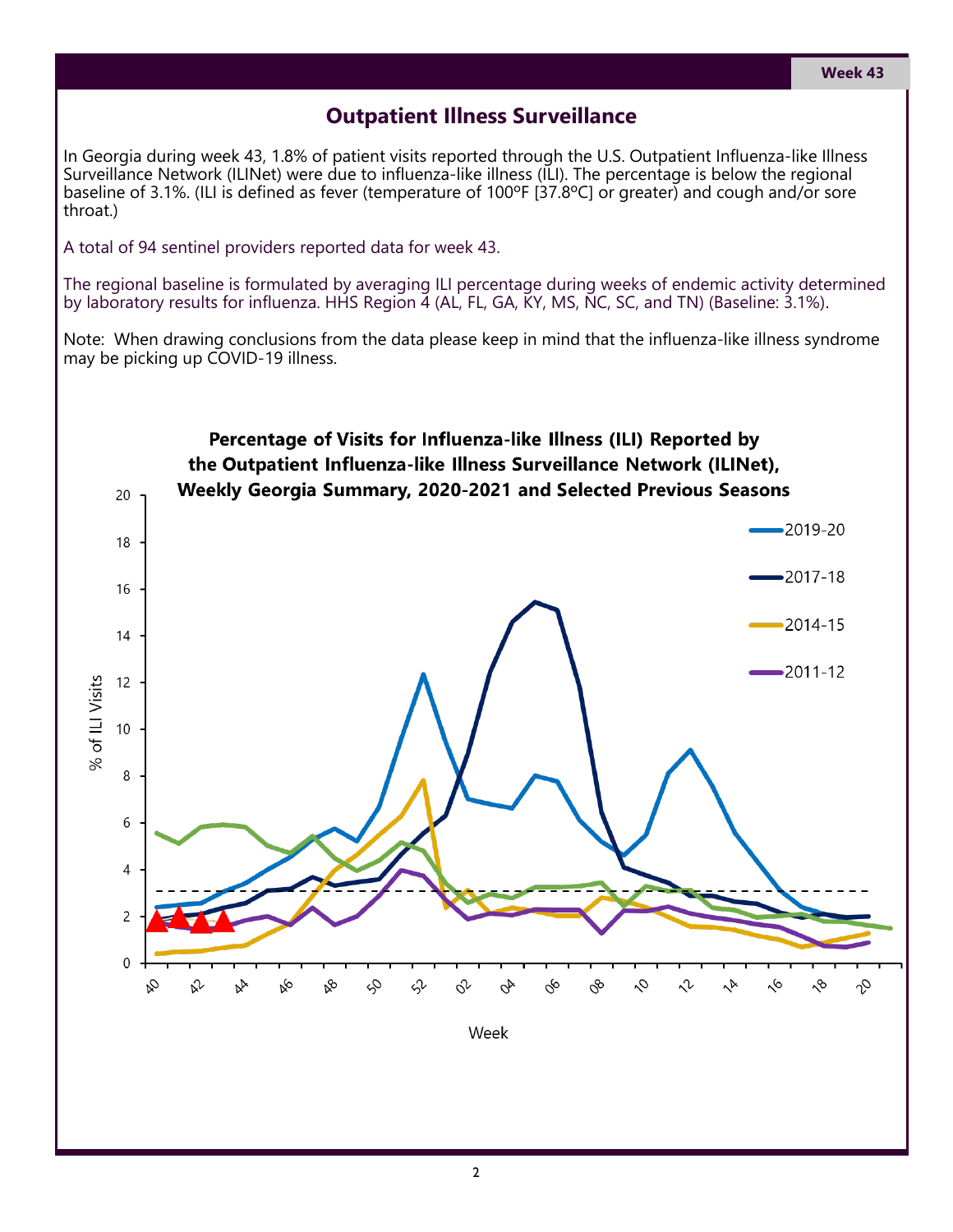## Outpatient Illness Surveillance

In Georgia during week 43, 1.8% of patient visits reported through the U.S. Outpatient Influenza-like Illness Surveillance Network (ILINet) were due to influenza-like illness (ILI). The percentage is below the regional baseline of 3.1%. (ILI is defined as fever (temperature of 100ºF [37.8ºC] or greater) and cough and/or sore throat.)

A total of 94 sentinel providers reported data for week 43.

The regional baseline is formulated by averaging ILI percentage during weeks of endemic activity determined by laboratory results for influenza. HHS Region 4 (AL, FL, GA, KY, MS, NC, SC, and TN) (Baseline: 3.1%).

Note: When drawing conclusions from the data please keep in mind that the influenza-like illness syndrome may be picking up COVID-19 illness.

**Percentage of Visits for Influenza-like Illness (ILI) Reported by the Outpatient Influenza-like Illness Surveillance Network (ILINet), Weekly Georgia Summary, 2020-2021 and Selected Previous Seasons**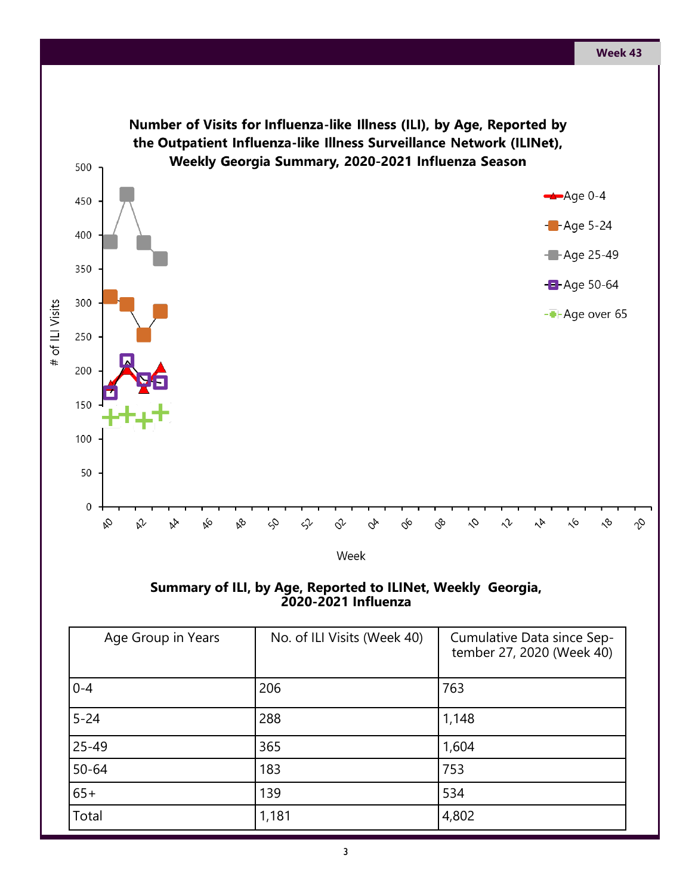Week 43

**Number of Visits for Influenza-like Illness (ILI), by Age, Reported by the Outpatient Influenza-like Illness Surveillance Network (ILINet), Weekly Georgia Summary, 2020-2021 Influenza Season**

## Summary of ILI, by Age, Reported to ILINet, Weekly Georgia, 2020-2021 Influenza

| Age Group in Years | No. of ILI Visits (Week 40) | Cumulative Data since September 27, 2020 (Week 40) |
|---|---|---|
| 0-4 | 206 | 763 |
| 5-24 | 288 | 1,148 |
| 25-49 | 365 | 1,604 |
| 50-64 | 183 | 753 |
| 65+ | 139 | 534 |
| Total | 1,181 | 4,802 |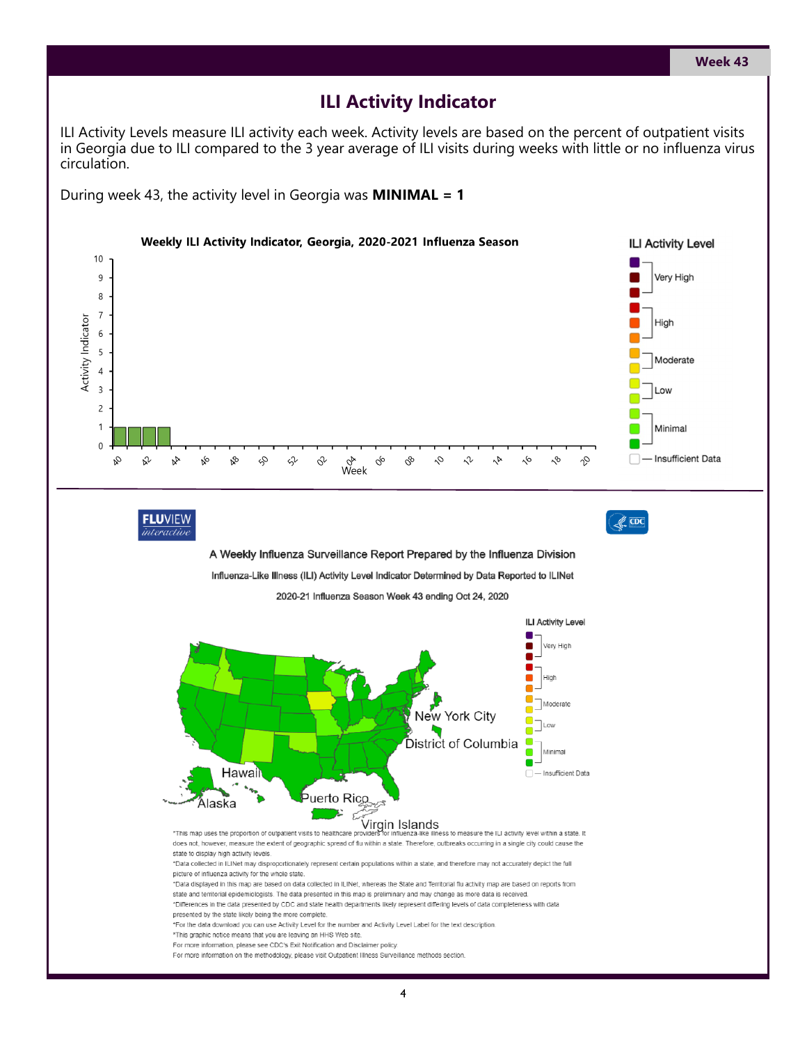# ILI Activity Indicator

ILI Activity Levels measure ILI activity each week. Activity levels are based on the percent of outpatient visits in Georgia due to ILI compared to the 3 year average of ILI visits during weeks with little or no influenza virus circulation.

During week 43, the activity level in Georgia was **MINIMAL = 1**

**Weekly ILI Activity Indicator, Georgia, 2020-2021 Influenza Season**

ILI Activity Level: Very High, High, Moderate, Low, Minimal, Insufficient Data

A Weekly Influenza Surveillance Report Prepared by the Influenza Division

Influenza-Like Illness (ILI) Activity Level Indicator Determined by Data Reported to ILINet

2020-21 Influenza Season Week 43 ending Oct 24, 2020

*This map uses the proportion of outpatient visits to healthcare providers for influenza-like illness to measure the ILI activity level within a state. It does not, however, measure the extent of geographic spread of flu within a state. Therefore, outbreaks occurring in a single city could cause the state to display high activity levels.

*Data collected in ILINet may disproportionately represent certain populations within a state, and therefore may not accurately depict the full picture of influenza activity for the whole state.

*Data displayed in this map are based on data collected in ILINet, whereas the State and Territorial flu activity map are based on reports from state and territorial epidemiologists. The data presented in this map is preliminary and may change as more data is received.

*Differences in the data presented by CDC and state health departments likely represent differing levels of data completeness with data presented by the state likely being the more complete.

*For the data download you can use Activity Level for the number and Activity Level Label for the text description.

*This graphic notice means that you are leaving an HHS Web site.

For more information, please see CDC's Exit Notification and Disclaimer policy.

For more information on the methodology, please visit Outpatient Illness Surveillance methods section.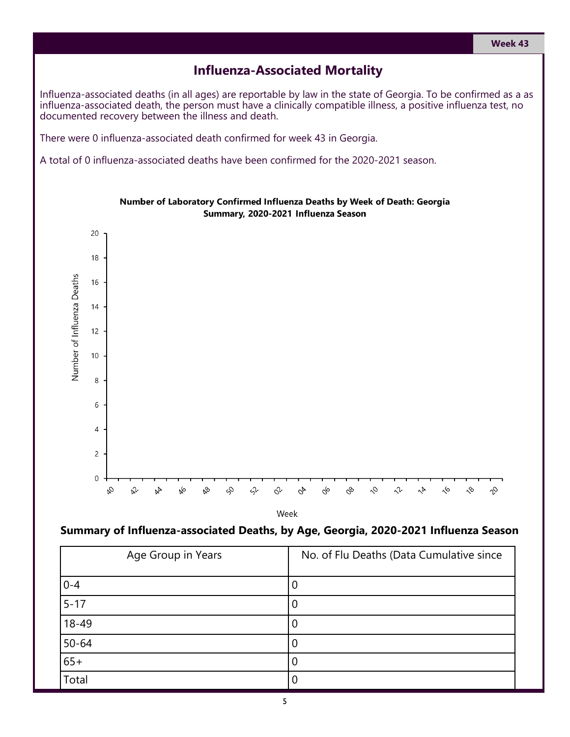## Influenza-Associated Mortality

Influenza-associated deaths (in all ages) are reportable by law in the state of Georgia. To be confirmed as a as influenza-associated death, the person must have a clinically compatible illness, a positive influenza test, no documented recovery between the illness and death.

There were 0 influenza-associated death confirmed for week 43 in Georgia.

A total of 0 influenza-associated deaths have been confirmed for the 2020-2021 season.

**Number of Laboratory Confirmed Influenza Deaths by Week of Death: Georgia Summary, 2020-2021 Influenza Season**

### Summary of Influenza-associated Deaths, by Age, Georgia, 2020-2021 Influenza Season

| Age Group in Years | No. of Flu Deaths (Data Cumulative since |
|---|---|
| 0-4 | 0 |
| 5-17 | 0 |
| 18-49 | 0 |
| 50-64 | 0 |
| 65+ | 0 |
| Total | 0 |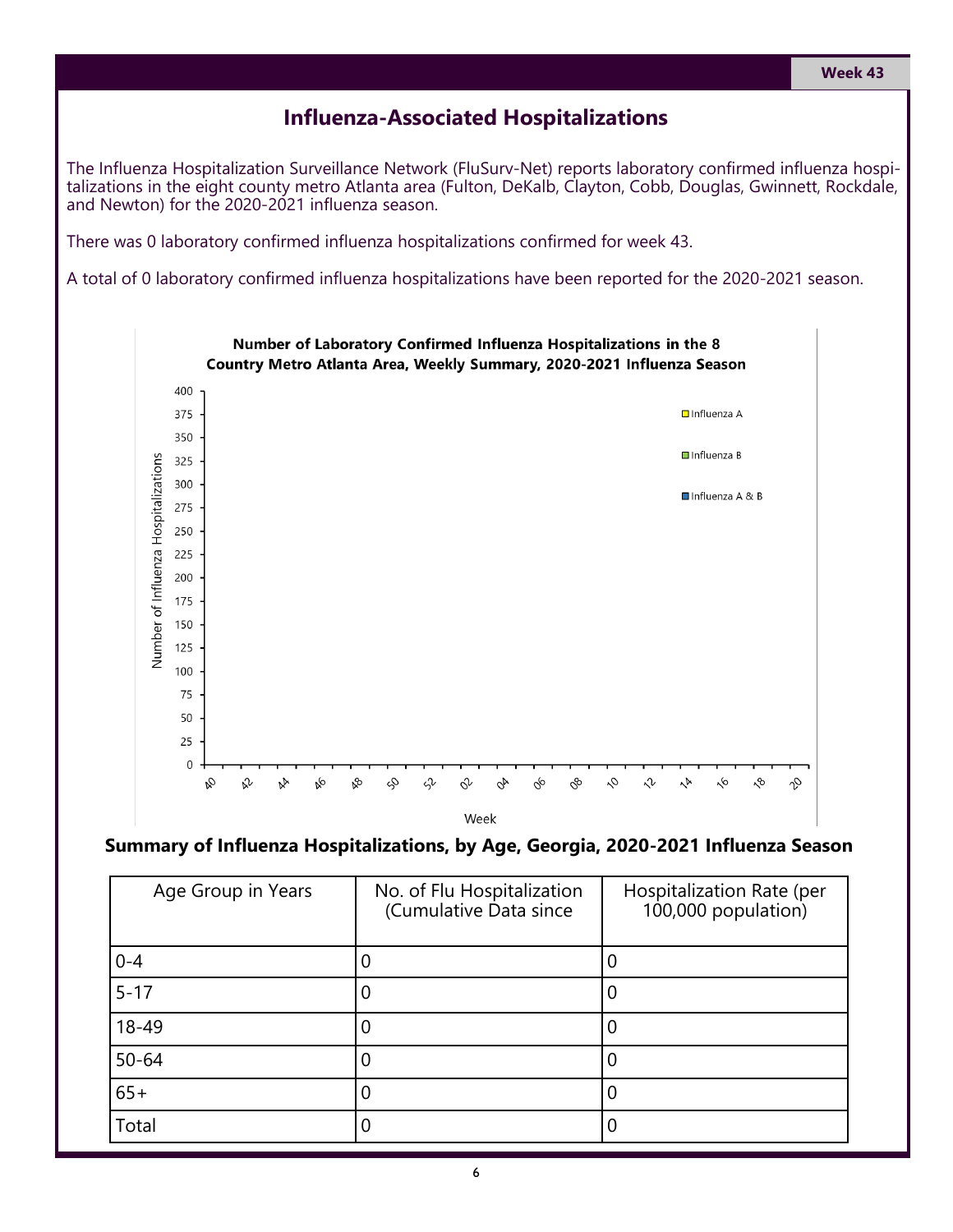# Influenza-Associated Hospitalizations

The Influenza Hospitalization Surveillance Network (FluSurv-Net) reports laboratory confirmed influenza hospitalizations in the eight county metro Atlanta area (Fulton, DeKalb, Clayton, Cobb, Douglas, Gwinnett, Rockdale, and Newton) for the 2020-2021 influenza season.

There was 0 laboratory confirmed influenza hospitalizations confirmed for week 43.

A total of 0 laboratory confirmed influenza hospitalizations have been reported for the 2020-2021 season.

**Number of Laboratory Confirmed Influenza Hospitalizations in the 8 Country Metro Atlanta Area, Weekly Summary, 2020-2021 Influenza Season**

Number of Influenza Hospitalizations

400
375
350
325
300
275
250
225
200
175
150
125
100
75
50
25
0

40 42 44 46 48 50 52 02 04 06 08 10 12 14 16 18 20

Week

Influenza A
Influenza B
Influenza A & B

## Summary of Influenza Hospitalizations, by Age, Georgia, 2020-2021 Influenza Season

| Age Group in Years | No. of Flu Hospitalization (Cumulative Data since | Hospitalization Rate (per 100,000 population) |
|---|---|---|
| 0-4 | 0 | 0 |
| 5-17 | 0 | 0 |
| 18-49 | 0 | 0 |
| 50-64 | 0 | 0 |
| 65+ | 0 | 0 |
| Total | 0 | 0 |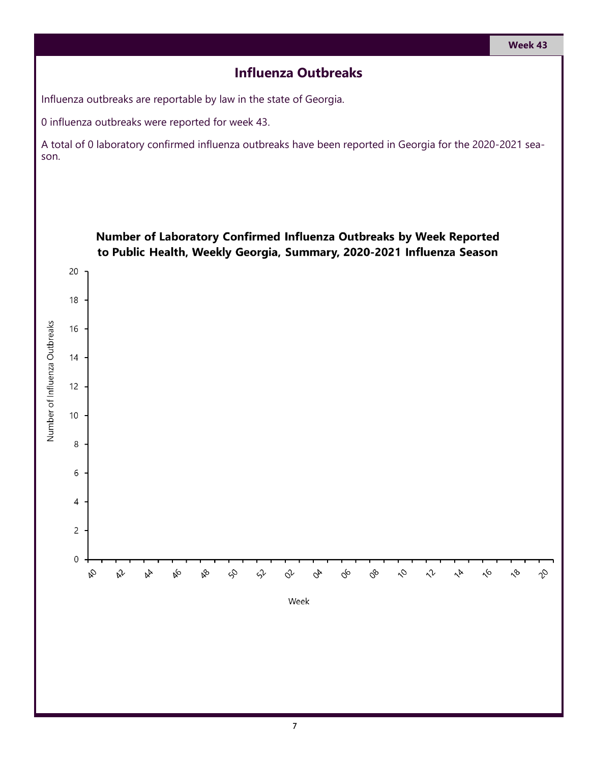## Influenza Outbreaks

Influenza outbreaks are reportable by law in the state of Georgia.

0 influenza outbreaks were reported for week 43.

A total of 0 laboratory confirmed influenza outbreaks have been reported in Georgia for the 2020-2021 season.

**Number of Laboratory Confirmed Influenza Outbreaks by Week Reported to Public Health, Weekly Georgia, Summary, 2020-2021 Influenza Season**

Number of Influenza Outbreaks

20, 18, 16, 14, 12, 10, 8, 6, 4, 2, 0

40, 42, 44, 46, 48, 50, 52, 02, 04, 06, 08, 10, 12, 14, 16, 18, 20

Week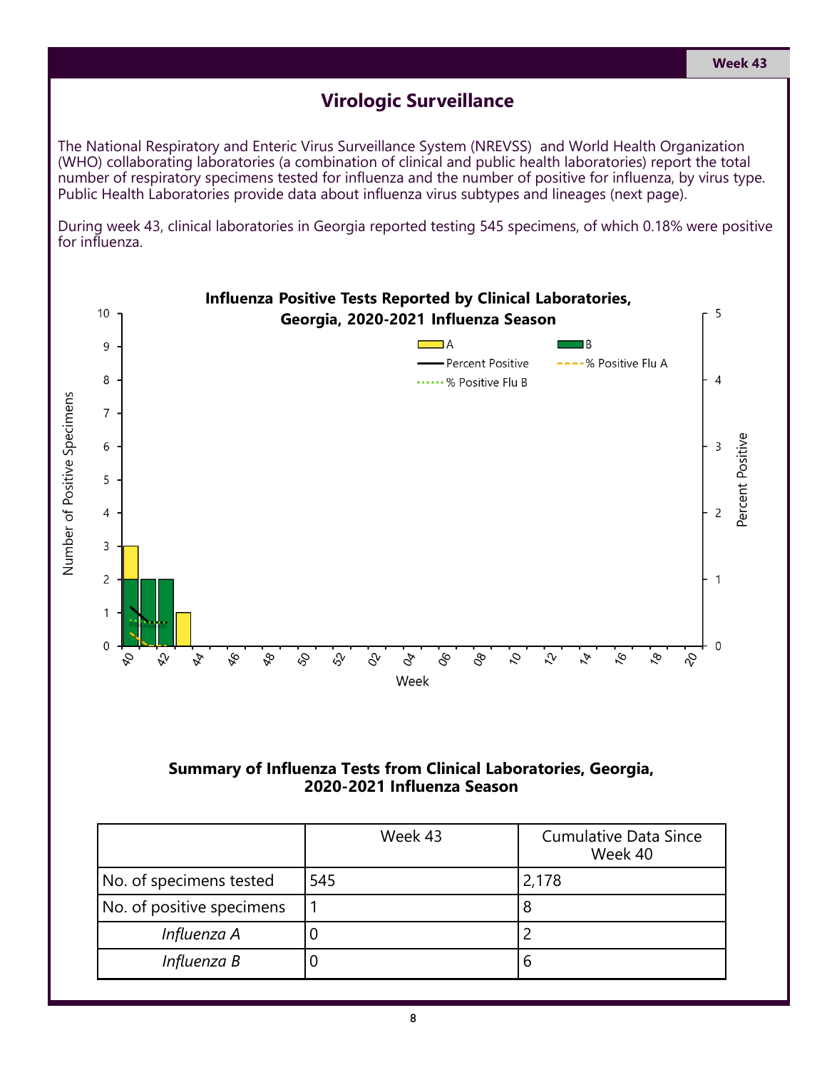## Virologic Surveillance

The National Respiratory and Enteric Virus Surveillance System (NREVSS) and World Health Organization (WHO) collaborating laboratories (a combination of clinical and public health laboratories) report the total number of respiratory specimens tested for influenza and the number of positive for influenza, by virus type. Public Health Laboratories provide data about influenza virus subtypes and lineages (next page).

During week 43, clinical laboratories in Georgia reported testing 545 specimens, of which 0.18% were positive for influenza.

**Influenza Positive Tests Reported by Clinical Laboratories, Georgia, 2020-2021 Influenza Season**

**Summary of Influenza Tests from Clinical Laboratories, Georgia, 2020-2021 Influenza Season**

| | Week 43 | Cumulative Data Since Week 40 |
|---|---|---|
| No. of specimens tested | 545 | 2,178 |
| No. of positive specimens | 1 | 8 |
| *Influenza A* | 0 | 2 |
| *Influenza B* | 0 | 6 |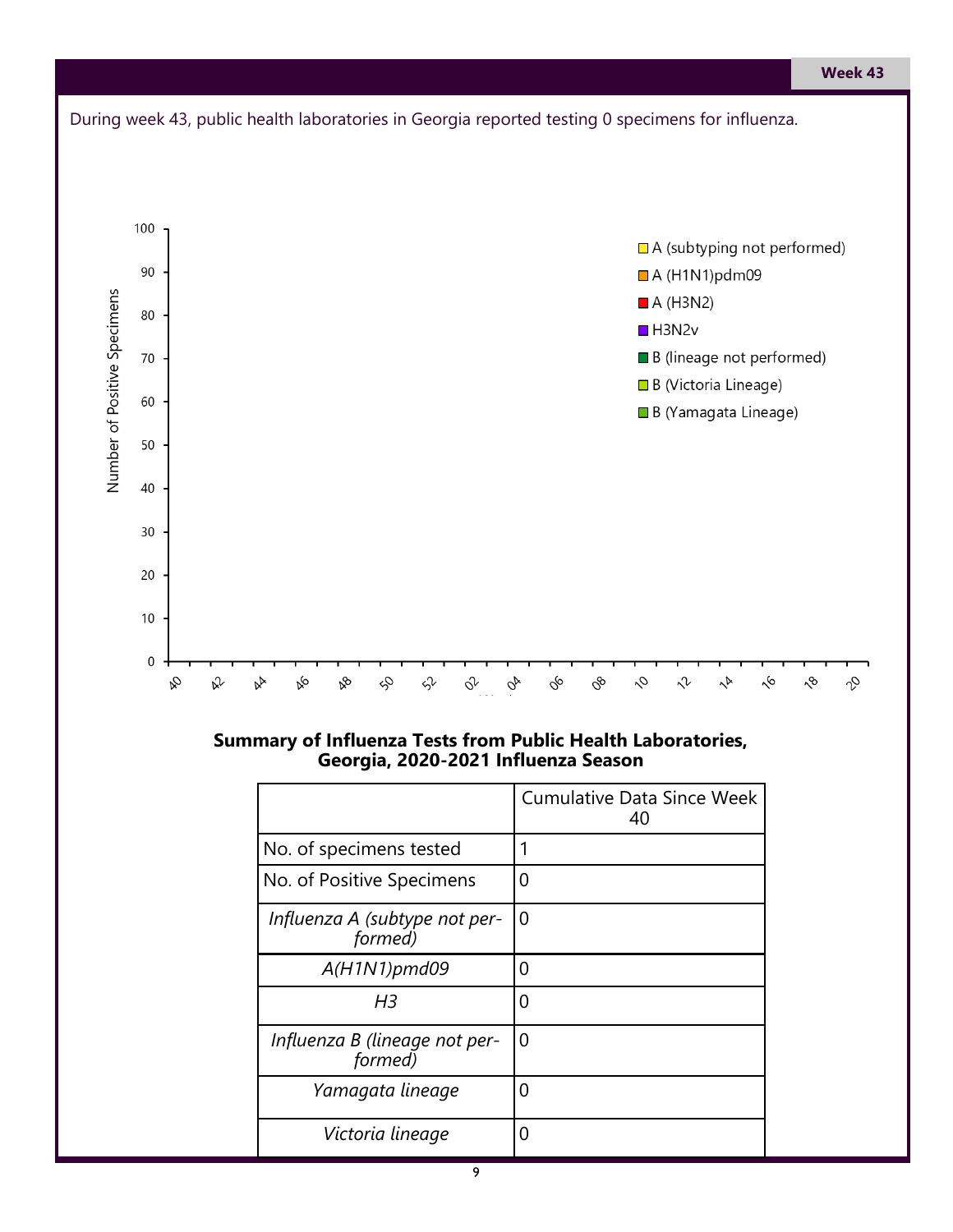During week 43, public health laboratories in Georgia reported testing 0 specimens for influenza.

**Summary of Influenza Tests from Public Health Laboratories, Georgia, 2020-2021 Influenza Season**

| | Cumulative Data Since Week 40 |
|---|---|
| No. of specimens tested | 1 |
| No. of Positive Specimens | 0 |
| *Influenza A (subtype not performed)* | 0 |
| *A(H1N1)pmd09* | 0 |
| *H3* | 0 |
| *Influenza B (lineage not performed)* | 0 |
| *Yamagata lineage* | 0 |
| *Victoria lineage* | 0 |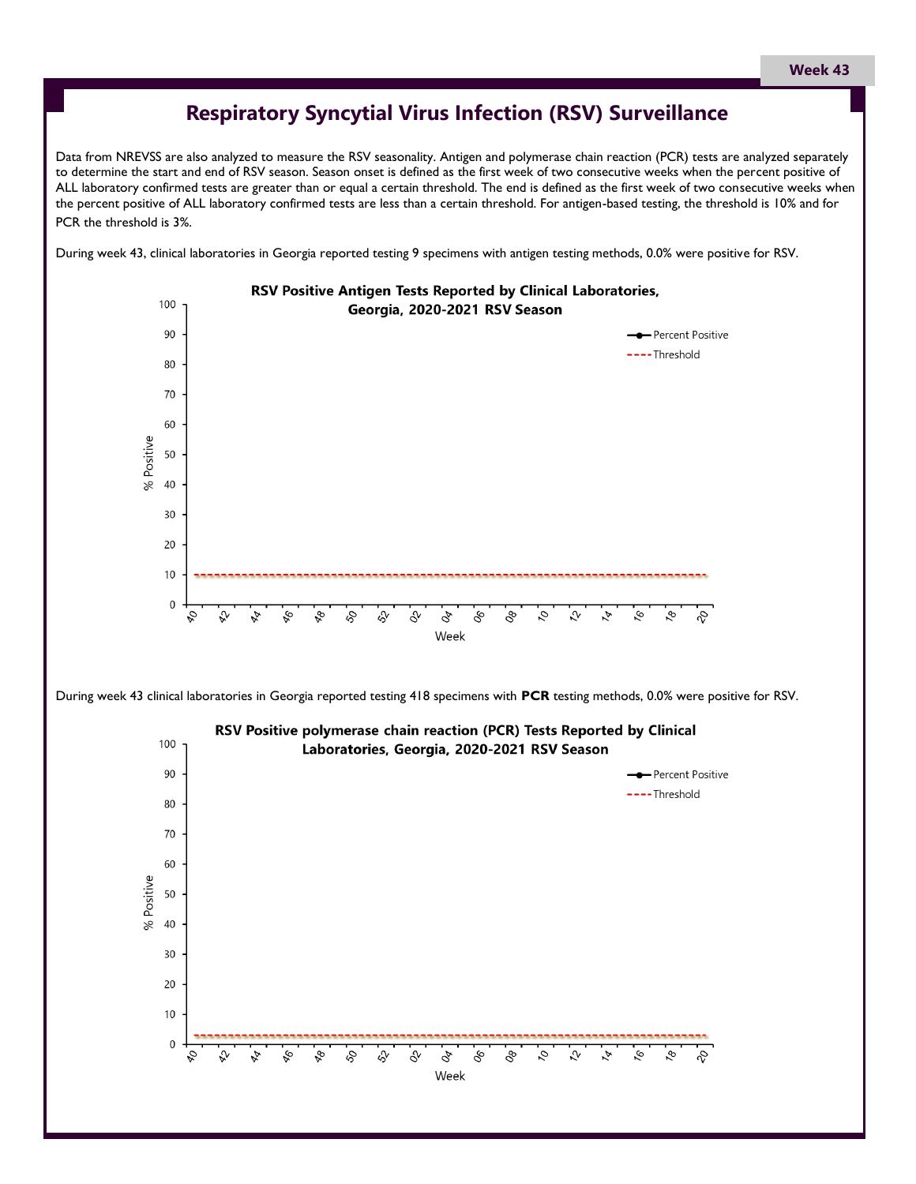# Respiratory Syncytial Virus Infection (RSV) Surveillance

Data from NREVSS are also analyzed to measure the RSV seasonality. Antigen and polymerase chain reaction (PCR) tests are analyzed separately to determine the start and end of RSV season. Season onset is defined as the first week of two consecutive weeks when the percent positive of ALL laboratory confirmed tests are greater than or equal a certain threshold. The end is defined as the first week of two consecutive weeks when the percent positive of ALL laboratory confirmed tests are less than a certain threshold. For antigen-based testing, the threshold is 10% and for PCR the threshold is 3%.

During week 43, clinical laboratories in Georgia reported testing 9 specimens with antigen testing methods, 0.0% were positive for RSV.

**RSV Positive Antigen Tests Reported by Clinical Laboratories, Georgia, 2020-2021 RSV Season**

Percent Positive
Threshold

% Positive
0 10 20 30 40 50 60 70 80 90 100

Week
40 42 44 46 48 50 52 02 04 06 08 10 12 14 16 18 20

During week 43 clinical laboratories in Georgia reported testing 418 specimens with **PCR** testing methods, 0.0% were positive for RSV.

**RSV Positive polymerase chain reaction (PCR) Tests Reported by Clinical Laboratories, Georgia, 2020-2021 RSV Season**

Percent Positive
Threshold

% Positive
0 10 20 30 40 50 60 70 80 90 100

Week
40 42 44 46 48 50 52 02 04 06 08 10 12 14 16 18 20